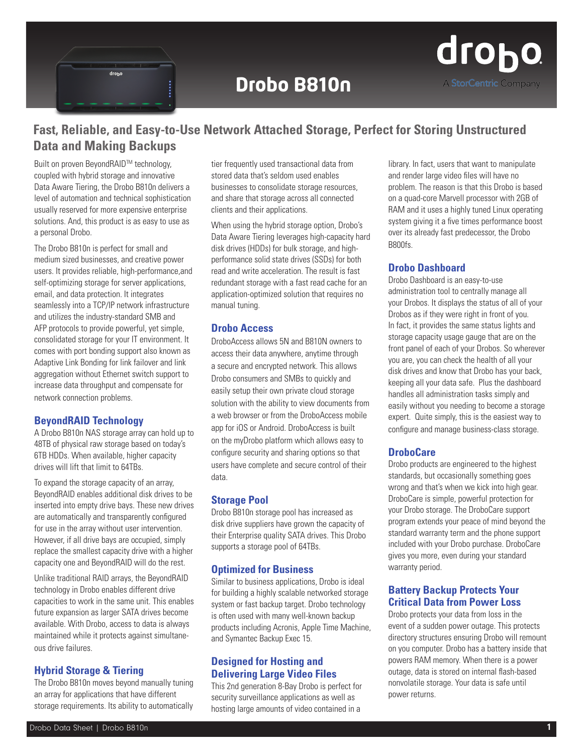# Drobo B810n

drobo A StorCentric Company

## Fast, Reliable, and Easy-to-Use Network Attached Storage, Perfect for Storing Unstructured Data and Making Backups

Built on proven BeyondRAID™ technology, coupled with hybrid storage and innovative Data Aware Tiering, the Drobo B810n delivers a level of automation and technical sophistication usually reserved for more expensive enterprise solutions. And, this product is as easy to use as a personal Drobo.

The Drobo B810n is perfect for small and medium sized businesses, and creative power users. It provides reliable, high-performance,and self-optimizing storage for server applications, email, and data protection. It integrates seamlessly into a TCP/IP network infrastructure and utilizes the industry-standard SMB and AFP protocols to provide powerful, yet simple, consolidated storage for your IT environment. It comes with port bonding support also known as Adaptive Link Bonding for link failover and link aggregation without Ethernet switch support to increase data throughput and compensate for network connection problems.

### BeyondRAID Technology

A Drobo B810n NAS storage array can hold up to 48TB of physical raw storage based on today's 6TB HDDs. When available, higher capacity drives will lift that limit to 64TBs.

To expand the storage capacity of an array, BeyondRAID enables additional disk drives to be inserted into empty drive bays. These new drives are automatically and transparently configured for use in the array without user intervention. However, if all drive bays are occupied, simply replace the smallest capacity drive with a higher capacity one and BeyondRAID will do the rest.

Unlike traditional RAID arrays, the BeyondRAID technology in Drobo enables different drive capacities to work in the same unit. This enables future expansion as larger SATA drives become available. With Drobo, access to data is always maintained while it protects against simultaneous drive failures.

### Hybrid Storage & Tiering

The Drobo B810n moves beyond manually tuning an array for applications that have different storage requirements. Its ability to automatically tier frequently used transactional data from stored data that's seldom used enables businesses to consolidate storage resources, and share that storage across all connected clients and their applications.

When using the hybrid storage option, Drobo's Data Aware Tiering leverages high-capacity hard disk drives (HDDs) for bulk storage, and high-performance solid state drives (SSDs) for both read and write acceleration. The result is fast redundant storage with a fast read cache for an application-optimized solution that requires no manual tuning.

### Drobo Access

DroboAccess allows 5N and B810N owners to access their data anywhere, anytime through a secure and encrypted network. This allows Drobo consumers and SMBs to quickly and easily setup their own private cloud storage solution with the ability to view documents from a web browser or from the DroboAccess mobile app for iOS or Android. DroboAccess is built on the myDrobo platform which allows easy to configure security and sharing options so that users have complete and secure control of their data.

### Storage Pool

Drobo B810n storage pool has increased as disk drive suppliers have grown the capacity of their Enterprise quality SATA drives. This Drobo supports a storage pool of 64TBs.

### Optimized for Business

Similar to business applications, Drobo is ideal for building a highly scalable networked storage system or fast backup target. Drobo technology is often used with many well-known backup products including Acronis, Apple Time Machine, and Symantec Backup Exec 15.

### Designed for Hosting and Delivering Large Video Files

This 2nd generation 8-Bay Drobo is perfect for security surveillance applications as well as hosting large amounts of video contained in a library. In fact, users that want to manipulate and render large video files will have no problem. The reason is that this Drobo is based on a quad-core Marvell processor with 2GB of RAM and it uses a highly tuned Linux operating system giving it a five times performance boost over its already fast predecessor, the Drobo B800fs.

### Drobo Dashboard

Drobo Dashboard is an easy-to-use administration tool to centrally manage all your Drobos. It displays the status of all of your Drobos as if they were right in front of you. In fact, it provides the same status lights and storage capacity usage gauge that are on the front panel of each of your Drobos. So wherever you are, you can check the health of all your disk drives and know that Drobo has your back, keeping all your data safe. Plus the dashboard handles all administration tasks simply and easily without you needing to become a storage expert. Quite simply, this is the easiest way to configure and manage business-class storage.

### DroboCare

Drobo products are engineered to the highest standards, but occasionally something goes wrong and that's when we kick into high gear. DroboCare is simple, powerful protection for your Drobo storage. The DroboCare support program extends your peace of mind beyond the standard warranty term and the phone support included with your Drobo purchase. DroboCare gives you more, even during your standard warranty period.

### Battery Backup Protects Your Critical Data from Power Loss

Drobo protects your data from loss in the event of a sudden power outage. This protects directory structures ensuring Drobo will remount on you computer. Drobo has a battery inside that powers RAM memory. When there is a power outage, data is stored on internal flash-based nonvolatile storage. Your data is safe until power returns.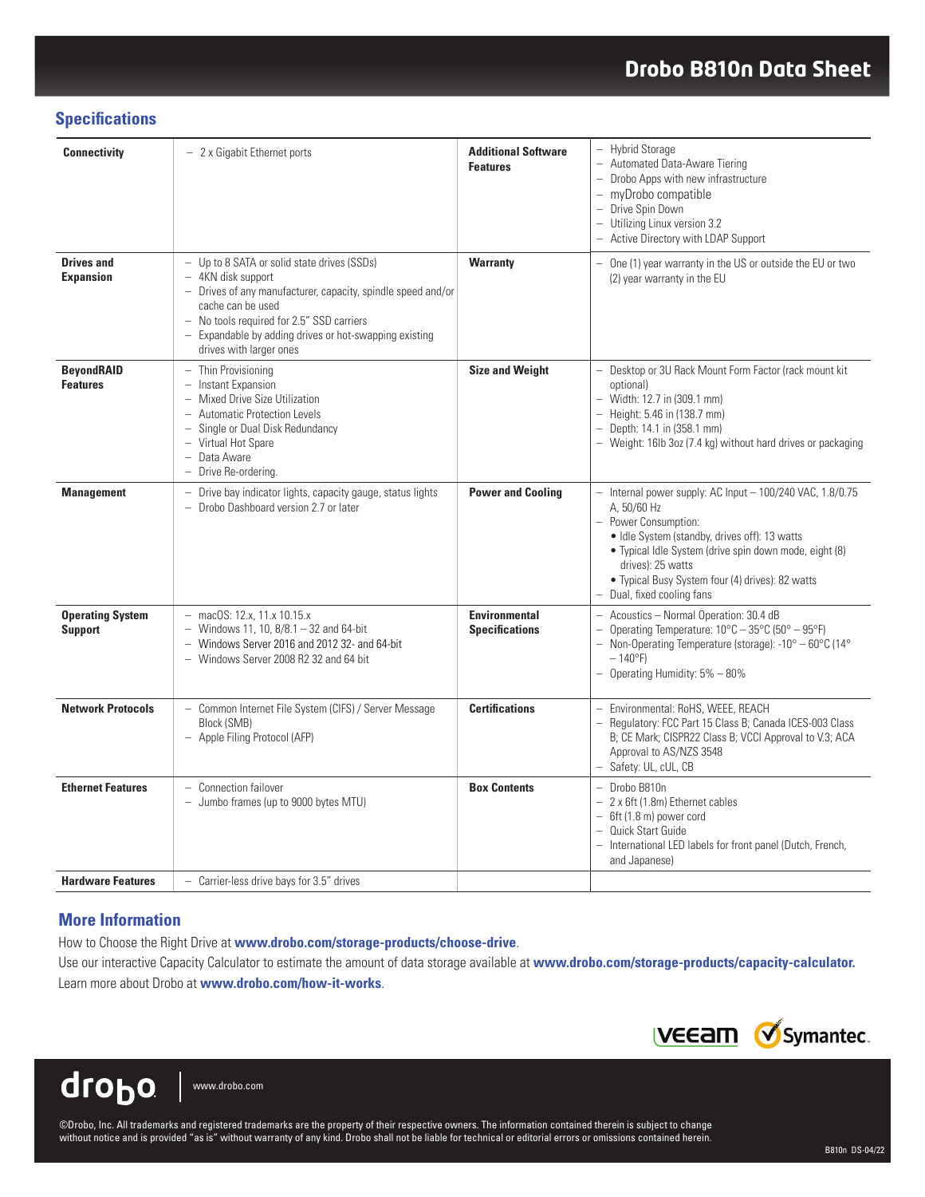## Specifications

| | | | |
|---|---|---|---|
| **Connectivity** | – 2 x Gigabit Ethernet ports | **Additional Software Features** | – Hybrid Storage<br>– Automated Data-Aware Tiering<br>– Drobo Apps with new infrastructure<br>– myDrobo compatible<br>– Drive Spin Down<br>– Utilizing Linux version 3.2<br>– Active Directory with LDAP Support |
| **Drives and Expansion** | – Up to 8 SATA or solid state drives (SSDs)<br>– 4KN disk support<br>– Drives of any manufacturer, capacity, spindle speed and/or cache can be used<br>– No tools required for 2.5" SSD carriers<br>– Expandable by adding drives or hot-swapping existing drives with larger ones | **Warranty** | – One (1) year warranty in the US or outside the EU or two (2) year warranty in the EU |
| **BeyondRAID Features** | – Thin Provisioning<br>– Instant Expansion<br>– Mixed Drive Size Utilization<br>– Automatic Protection Levels<br>– Single or Dual Disk Redundancy<br>– Virtual Hot Spare<br>– Data Aware<br>– Drive Re-ordering. | **Size and Weight** | – Desktop or 3U Rack Mount Form Factor (rack mount kit optional)<br>– Width: 12.7 in (309.1 mm)<br>– Height: 5.46 in (138.7 mm)<br>– Depth: 14.1 in (358.1 mm)<br>– Weight: 16lb 3oz (7.4 kg) without hard drives or packaging |
| **Management** | – Drive bay indicator lights, capacity gauge, status lights<br>– Drobo Dashboard version 2.7 or later | **Power and Cooling** | – Internal power supply: AC Input – 100/240 VAC, 1.8/0.75 A, 50/60 Hz<br>– Power Consumption:<br>• Idle System (standby, drives off): 13 watts<br>• Typical Idle System (drive spin down mode, eight (8) drives): 25 watts<br>• Typical Busy System four (4) drives): 82 watts<br>– Dual, fixed cooling fans |
| **Operating System Support** | – macOS: 12.x, 11.x 10.15.x<br>– Windows 11, 10, 8/8.1 – 32 and 64-bit<br>– Windows Server 2016 and 2012 32- and 64-bit<br>– Windows Server 2008 R2 32 and 64 bit | **Environmental Specifications** | – Acoustics – Normal Operation: 30.4 dB<br>– Operating Temperature: 10°C – 35°C (50° – 95°F)<br>– Non-Operating Temperature (storage): -10° – 60°C (14° – 140°F)<br>– Operating Humidity: 5% – 80% |
| **Network Protocols** | – Common Internet File System (CIFS) / Server Message Block (SMB)<br>– Apple Filing Protocol (AFP) | **Certifications** | – Environmental: RoHS, WEEE, REACH<br>– Regulatory: FCC Part 15 Class B; Canada ICES-003 Class B; CE Mark; CISPR22 Class B; VCCI Approval to V.3; ACA Approval to AS/NZS 3548<br>– Safety: UL, cUL, CB |
| **Ethernet Features** | – Connection failover<br>– Jumbo frames (up to 9000 bytes MTU) | **Box Contents** | – Drobo B810n<br>– 2 x 6ft (1.8m) Ethernet cables<br>– 6ft (1.8 m) power cord<br>– Quick Start Guide<br>– International LED labels for front panel (Dutch, French, and Japanese) |
| **Hardware Features** | – Carrier-less drive bays for 3.5" drives | | |

## More Information

How to Choose the Right Drive at **www.drobo.com/storage-products/choose-drive**.

Use our interactive Capacity Calculator to estimate the amount of data storage available at **www.drobo.com/storage-products/capacity-calculator.**

Learn more about Drobo at **www.drobo.com/how-it-works**.

VEEAM Symantec.

drobo | www.drobo.com

©Drobo, Inc. All trademarks and registered trademarks are the property of their respective owners. The information contained therein is subject to change without notice and is provided "as is" without warranty of any kind. Drobo shall not be liable for technical or editorial errors or omissions contained herein.

B810n DS-04/22